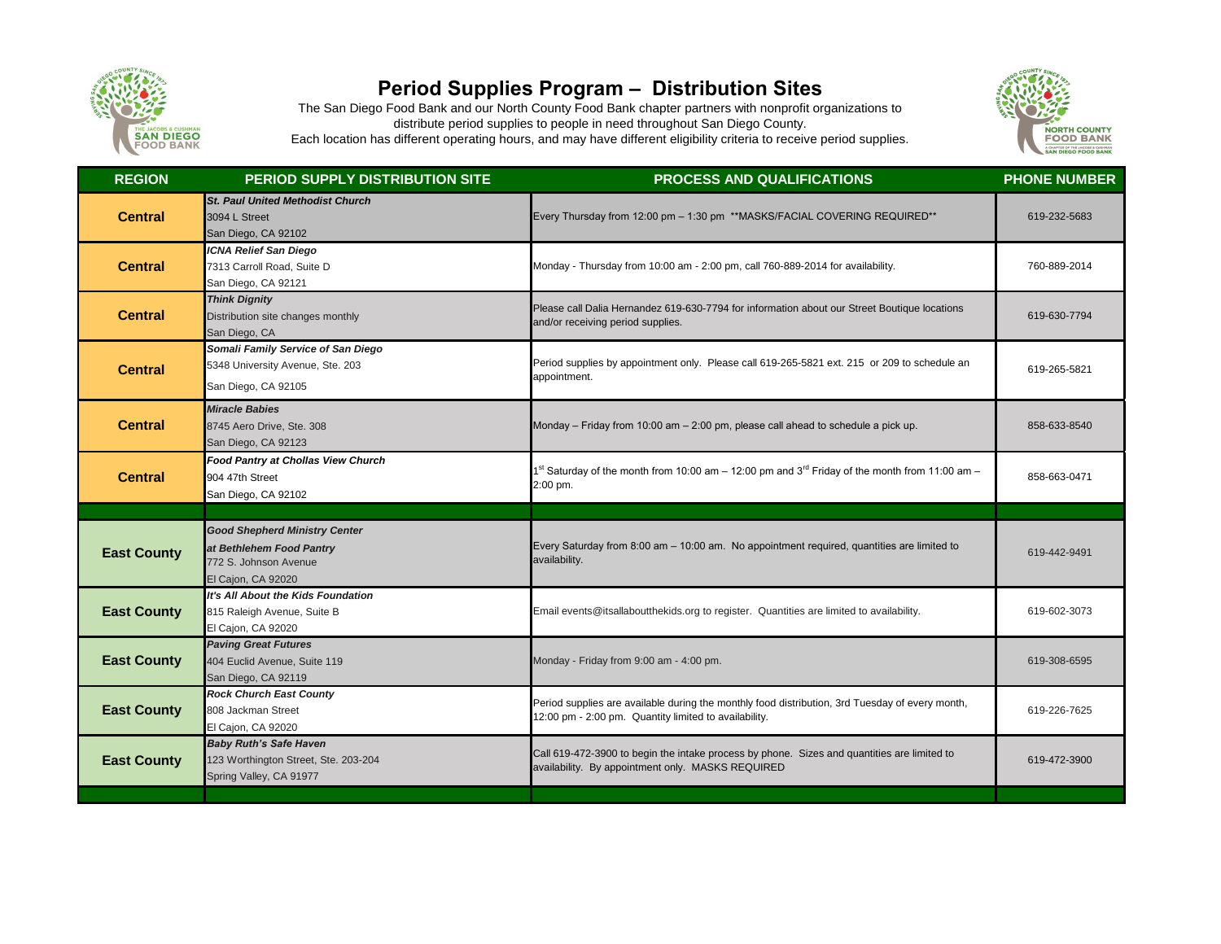# Period Supplies Program – Distribution Sites

The San Diego Food Bank and our North County Food Bank chapter partners with nonprofit organizations to distribute period supplies to people in need throughout San Diego County.
Each location has different operating hours, and may have different eligibility criteria to receive period supplies.

| REGION | PERIOD SUPPLY DISTRIBUTION SITE | PROCESS AND QUALIFICATIONS | PHONE NUMBER |
|---|---|---|---|
| **Central** | ***St. Paul United Methodist Church***<br>3094 L Street<br>San Diego, CA 92102 | Every Thursday from 12:00 pm – 1:30 pm **MASKS/FACIAL COVERING REQUIRED** | 619-232-5683 |
| **Central** | ***ICNA Relief San Diego***<br>7313 Carroll Road, Suite D<br>San Diego, CA 92121 | Monday - Thursday from 10:00 am - 2:00 pm, call 760-889-2014 for availability. | 760-889-2014 |
| **Central** | ***Think Dignity***<br>Distribution site changes monthly<br>San Diego, CA | Please call Dalia Hernandez 619-630-7794 for information about our Street Boutique locations and/or receiving period supplies. | 619-630-7794 |
| **Central** | ***Somali Family Service of San Diego***<br>5348 University Avenue, Ste. 203<br>San Diego, CA 92105 | Period supplies by appointment only. Please call 619-265-5821 ext. 215 or 209 to schedule an appointment. | 619-265-5821 |
| **Central** | ***Miracle Babies***<br>8745 Aero Drive, Ste. 308<br>San Diego, CA 92123 | Monday – Friday from 10:00 am – 2:00 pm, please call ahead to schedule a pick up. | 858-633-8540 |
| **Central** | ***Food Pantry at Chollas View Church***<br>904 47th Street<br>San Diego, CA 92102 | 1st Saturday of the month from 10:00 am – 12:00 pm and 3rd Friday of the month from 11:00 am – 2:00 pm. | 858-663-0471 |
| | | | |
| **East County** | ***Good Shepherd Ministry Center at Bethlehem Food Pantry***<br>772 S. Johnson Avenue<br>El Cajon, CA 92020 | Every Saturday from 8:00 am – 10:00 am. No appointment required, quantities are limited to availability. | 619-442-9491 |
| **East County** | ***It's All About the Kids Foundation***<br>815 Raleigh Avenue, Suite B<br>El Cajon, CA 92020 | Email events@itsallaboutthekids.org to register. Quantities are limited to availability. | 619-602-3073 |
| **East County** | ***Paving Great Futures***<br>404 Euclid Avenue, Suite 119<br>San Diego, CA 92119 | Monday - Friday from 9:00 am - 4:00 pm. | 619-308-6595 |
| **East County** | ***Rock Church East County***<br>808 Jackman Street<br>El Cajon, CA 92020 | Period supplies are available during the monthly food distribution, 3rd Tuesday of every month, 12:00 pm - 2:00 pm. Quantity limited to availability. | 619-226-7625 |
| **East County** | ***Baby Ruth's Safe Haven***<br>123 Worthington Street, Ste. 203-204<br>Spring Valley, CA 91977 | Call 619-472-3900 to begin the intake process by phone. Sizes and quantities are limited to availability. By appointment only. MASKS REQUIRED | 619-472-3900 |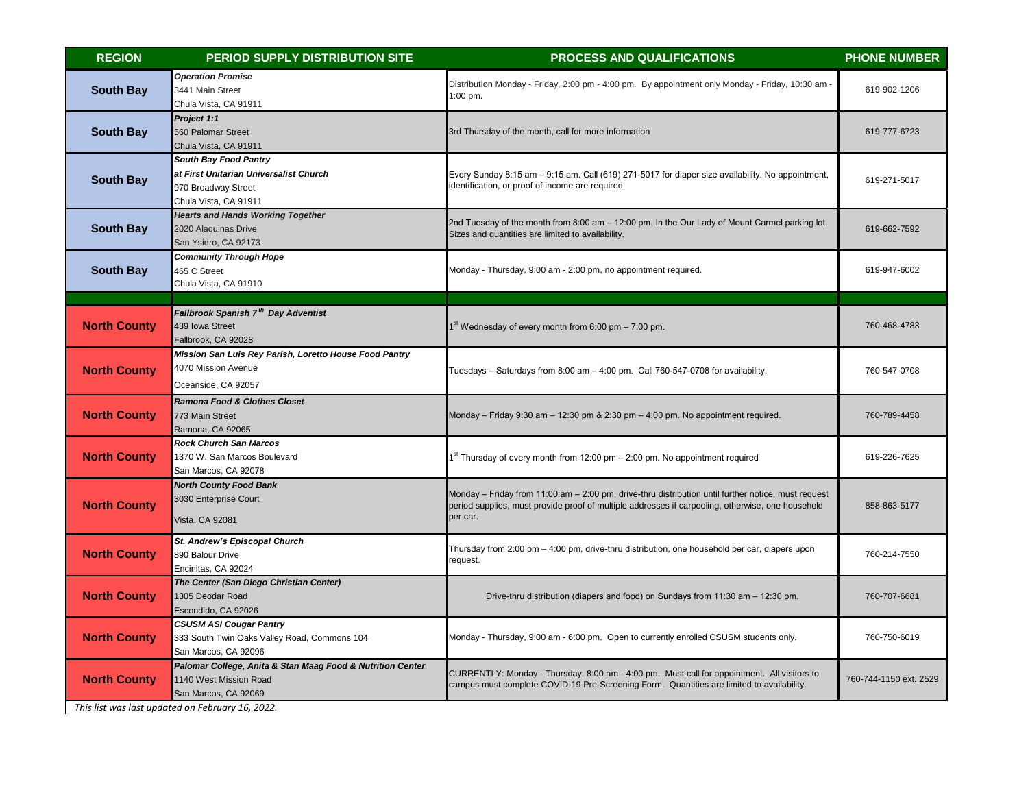| REGION | PERIOD SUPPLY DISTRIBUTION SITE | PROCESS AND QUALIFICATIONS | PHONE NUMBER |
|---|---|---|---|
| **South Bay** | ***Operation Promise***<br>3441 Main Street<br>Chula Vista, CA 91911 | Distribution Monday - Friday, 2:00 pm - 4:00 pm. By appointment only Monday - Friday, 10:30 am - 1:00 pm. | 619-902-1206 |
| **South Bay** | ***Project 1:1***<br>560 Palomar Street<br>Chula Vista, CA 91911 | 3rd Thursday of the month, call for more information | 619-777-6723 |
| **South Bay** | ***South Bay Food Pantry***<br>***at First Unitarian Universalist Church***<br>970 Broadway Street<br>Chula Vista, CA 91911 | Every Sunday 8:15 am – 9:15 am. Call (619) 271-5017 for diaper size availability. No appointment, identification, or proof of income are required. | 619-271-5017 |
| **South Bay** | ***Hearts and Hands Working Together***<br>2020 Alaquinas Drive<br>San Ysidro, CA 92173 | 2nd Tuesday of the month from 8:00 am – 12:00 pm. In the Our Lady of Mount Carmel parking lot. Sizes and quantities are limited to availability. | 619-662-7592 |
| **South Bay** | ***Community Through Hope***<br>465 C Street<br>Chula Vista, CA 91910 | Monday - Thursday, 9:00 am - 2:00 pm, no appointment required. | 619-947-6002 |
| | | | |
| **North County** | ***Fallbrook Spanish 7th Day Adventist***<br>439 Iowa Street<br>Fallbrook, CA 92028 | 1st Wednesday of every month from 6:00 pm – 7:00 pm. | 760-468-4783 |
| **North County** | ***Mission San Luis Rey Parish, Loretto House Food Pantry***<br>4070 Mission Avenue<br>Oceanside, CA 92057 | Tuesdays – Saturdays from 8:00 am – 4:00 pm. Call 760-547-0708 for availability. | 760-547-0708 |
| **North County** | ***Ramona Food & Clothes Closet***<br>773 Main Street<br>Ramona, CA 92065 | Monday – Friday 9:30 am – 12:30 pm & 2:30 pm – 4:00 pm. No appointment required. | 760-789-4458 |
| **North County** | ***Rock Church San Marcos***<br>1370 W. San Marcos Boulevard<br>San Marcos, CA 92078 | 1st Thursday of every month from 12:00 pm – 2:00 pm. No appointment required | 619-226-7625 |
| **North County** | ***North County Food Bank***<br>3030 Enterprise Court<br>Vista, CA 92081 | Monday – Friday from 11:00 am – 2:00 pm, drive-thru distribution until further notice, must request period supplies, must provide proof of multiple addresses if carpooling, otherwise, one household per car. | 858-863-5177 |
| **North County** | ***St. Andrew's Episcopal Church***<br>890 Balour Drive<br>Encinitas, CA 92024 | Thursday from 2:00 pm – 4:00 pm, drive-thru distribution, one household per car, diapers upon request. | 760-214-7550 |
| **North County** | ***The Center (San Diego Christian Center)***<br>1305 Deodar Road<br>Escondido, CA 92026 | Drive-thru distribution (diapers and food) on Sundays from 11:30 am – 12:30 pm. | 760-707-6681 |
| **North County** | ***CSUSM ASI Cougar Pantry***<br>333 South Twin Oaks Valley Road, Commons 104<br>San Marcos, CA 92096 | Monday - Thursday, 9:00 am - 6:00 pm. Open to currently enrolled CSUSM students only. | 760-750-6019 |
| **North County** | ***Palomar College, Anita & Stan Maag Food & Nutrition Center***<br>1140 West Mission Road<br>San Marcos, CA 92069 | CURRENTLY: Monday - Thursday, 8:00 am - 4:00 pm. Must call for appointment. All visitors to campus must complete COVID-19 Pre-Screening Form. Quantities are limited to availability. | 760-744-1150 ext. 2529 |

*This list was last updated on February 16, 2022.*